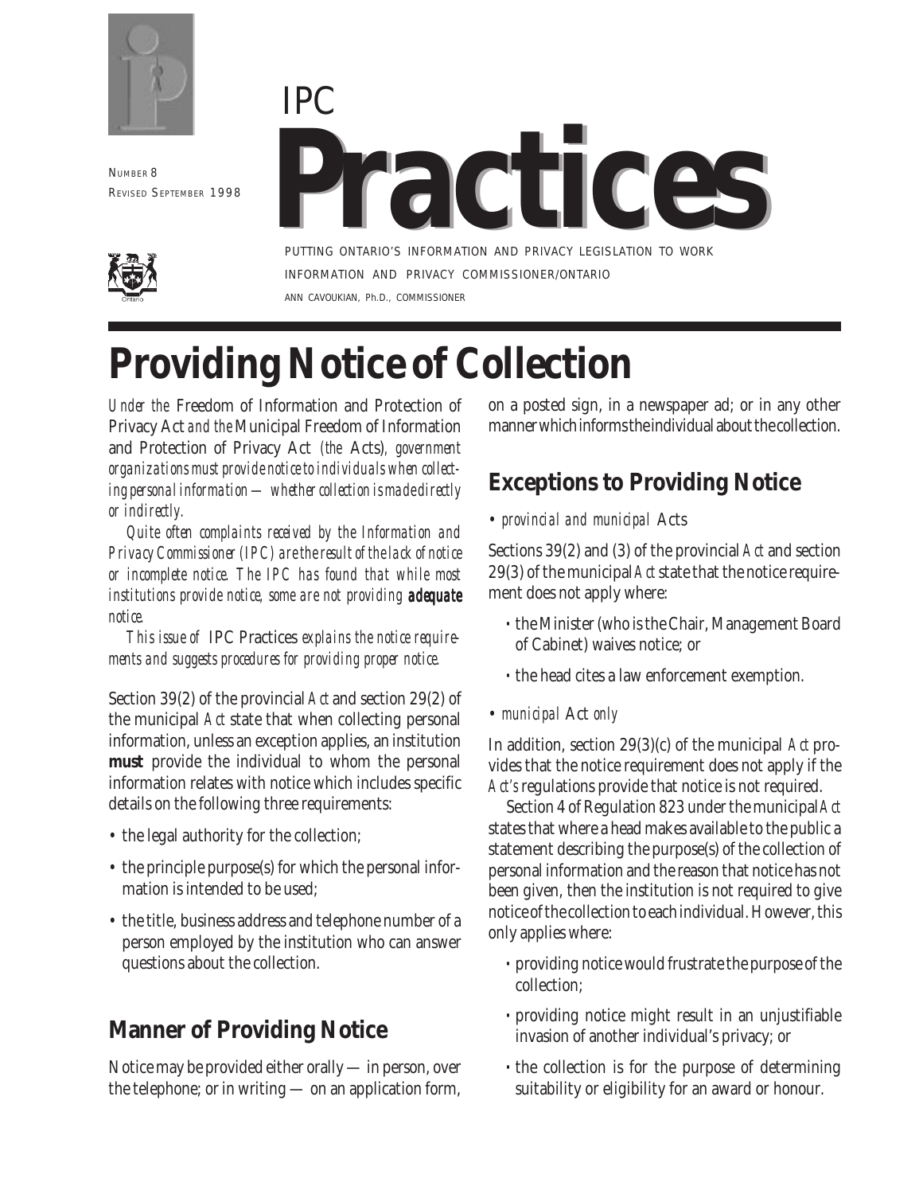NUMBER 8
REVISED SEPTEMBER 1998

# IPC Practices

PUTTING ONTARIO'S INFORMATION AND PRIVACY LEGISLATION TO WORK
INFORMATION AND PRIVACY COMMISSIONER/ONTARIO
ANN CAVOUKIAN, Ph.D., COMMISSIONER

# Providing Notice of Collection

*Under the* Freedom of Information and Protection of Privacy Act *and the* Municipal Freedom of Information and Protection of Privacy Act *(the* Acts*), government organizations must provide notice to individuals when collecting personal information — whether collection is made directly or indirectly.*

*Quite often complaints received by the Information and Privacy Commissioner (IPC) are the result of the lack of notice or incomplete notice. The IPC has found that while most institutions provide notice, some are not providing* ***adequate*** *notice.*

*This issue of* IPC Practices *explains the notice requirements and suggests procedures for providing proper notice.*

Section 39(2) of the provincial *Act* and section 29(2) of the municipal *Act* state that when collecting personal information, unless an exception applies, an institution **must** provide the individual to whom the personal information relates with notice which includes specific details on the following three requirements:

- the legal authority for the collection;
- the principle purpose(s) for which the personal information is intended to be used;
- the title, business address and telephone number of a person employed by the institution who can answer questions about the collection.

## Manner of Providing Notice

Notice may be provided either orally — in person, over the telephone; or in writing — on an application form, on a posted sign, in a newspaper ad; or in any other manner which informs the individual about the collection.

## Exceptions to Providing Notice

- *provincial and municipal* Acts

Sections 39(2) and (3) of the provincial *Act* and section 29(3) of the municipal *Act* state that the notice requirement does not apply where:

- the Minister (who is the Chair, Management Board of Cabinet) waives notice; or
- the head cites a law enforcement exemption.

- *municipal* Act *only*

In addition, section 29(3)(c) of the municipal *Act* provides that the notice requirement does not apply if the *Act's* regulations provide that notice is not required.

Section 4 of Regulation 823 under the municipal *Act* states that where a head makes available to the public a statement describing the purpose(s) of the collection of personal information and the reason that notice has not been given, then the institution is not required to give notice of the collection to each individual. However, this only applies where:

- providing notice would frustrate the purpose of the collection;
- providing notice might result in an unjustifiable invasion of another individual's privacy; or
- the collection is for the purpose of determining suitability or eligibility for an award or honour.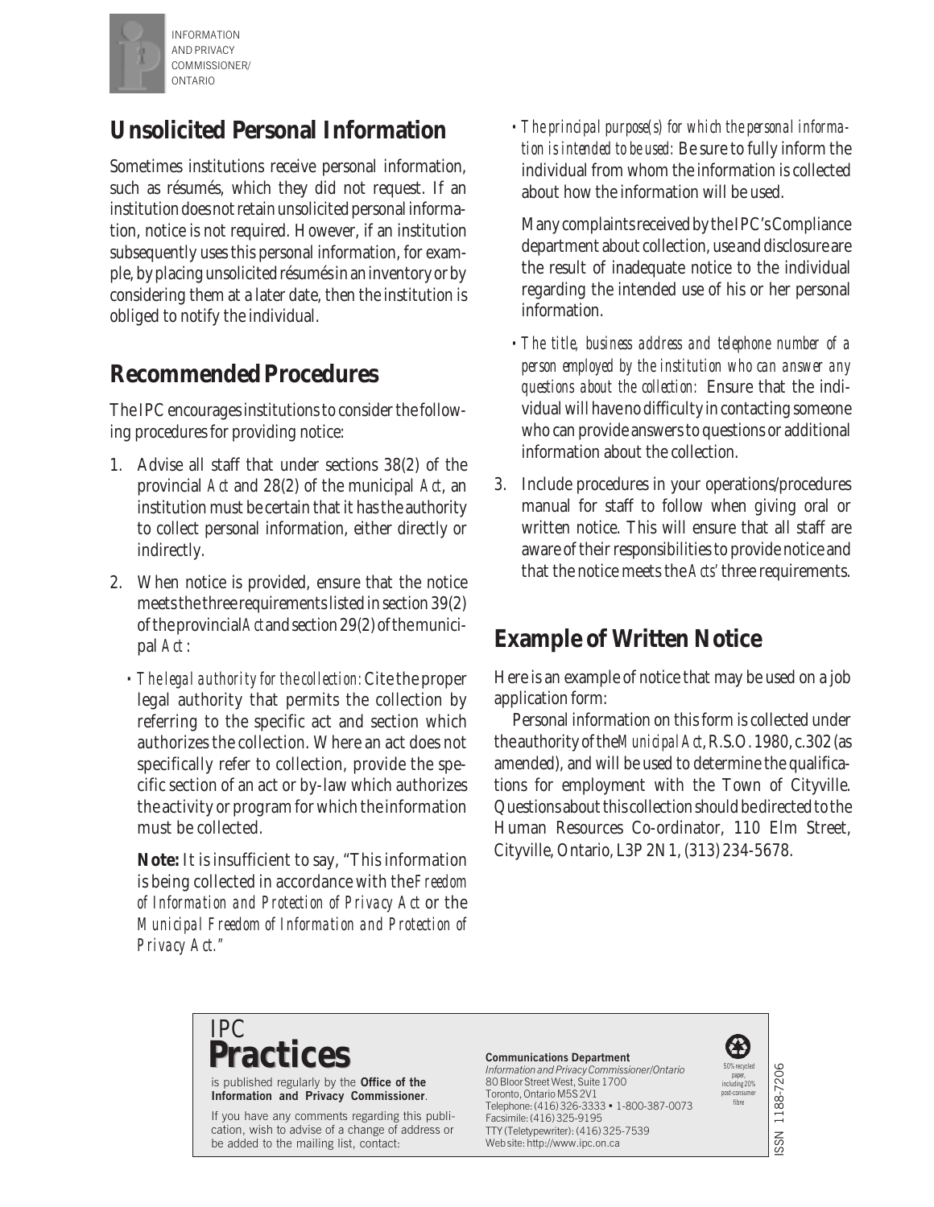## Unsolicited Personal Information

Sometimes institutions receive personal information, such as résumés, which they did not request. If an institution does not retain unsolicited personal information, notice is not required. However, if an institution subsequently uses this personal information, for example, by placing unsolicited résumés in an inventory or by considering them at a later date, then the institution is obliged to notify the individual.

## Recommended Procedures

The IPC encourages institutions to consider the following procedures for providing notice:

1. Advise all staff that under sections 38(2) of the provincial *Act* and 28(2) of the municipal *Act*, an institution must be certain that it has the authority to collect personal information, either directly or indirectly.

2. When notice is provided, ensure that the notice meets the three requirements listed in section 39(2) of the provincial *Act* and section 29(2) of the municipal *Act*:

   - *The legal authority for the collection:* Cite the proper legal authority that permits the collection by referring to the specific act and section which authorizes the collection. Where an act does not specifically refer to collection, provide the specific section of an act or by-law which authorizes the activity or program for which the information must be collected.

     **Note:** It is insufficient to say, "This information is being collected in accordance with the *Freedom of Information and Protection of Privacy Act* or the *Municipal Freedom of Information and Protection of Privacy Act*."

   - *The principal purpose(s) for which the personal information is intended to be used:* Be sure to fully inform the individual from whom the information is collected about how the information will be used.

     Many complaints received by the IPC's Compliance department about collection, use and disclosure are the result of inadequate notice to the individual regarding the intended use of his or her personal information.

   - *The title, business address and telephone number of a person employed by the institution who can answer any questions about the collection:* Ensure that the individual will have no difficulty in contacting someone who can provide answers to questions or additional information about the collection.

3. Include procedures in your operations/procedures manual for staff to follow when giving oral or written notice. This will ensure that all staff are aware of their responsibilities to provide notice and that the notice meets the *Acts'* three requirements.

## Example of Written Notice

Here is an example of notice that may be used on a job application form:

Personal information on this form is collected under the authority of the *Municipal Act*, R.S.O. 1980, c.302 (as amended), and will be used to determine the qualifications for employment with the Town of Cityville. Questions about this collection should be directed to the Human Resources Co-ordinator, 110 Elm Street, Cityville, Ontario, L3P 2N1, (313) 234-5678.

---

**IPC Practices** is published regularly by the **Office of the Information and Privacy Commissioner**.

If you have any comments regarding this publication, wish to advise of a change of address or be added to the mailing list, contact:

**Communications Department**
*Information and Privacy Commissioner/Ontario*
80 Bloor Street West, Suite 1700
Toronto, Ontario M5S 2V1
Telephone: (416) 326-3333 • 1-800-387-0073
Facsimile: (416) 325-9195
TTY (Teletypewriter): (416) 325-7539
Web site: http://www.ipc.on.ca

50% recycled paper, including 20% post-consumer fibre

ISSN 1188-7206